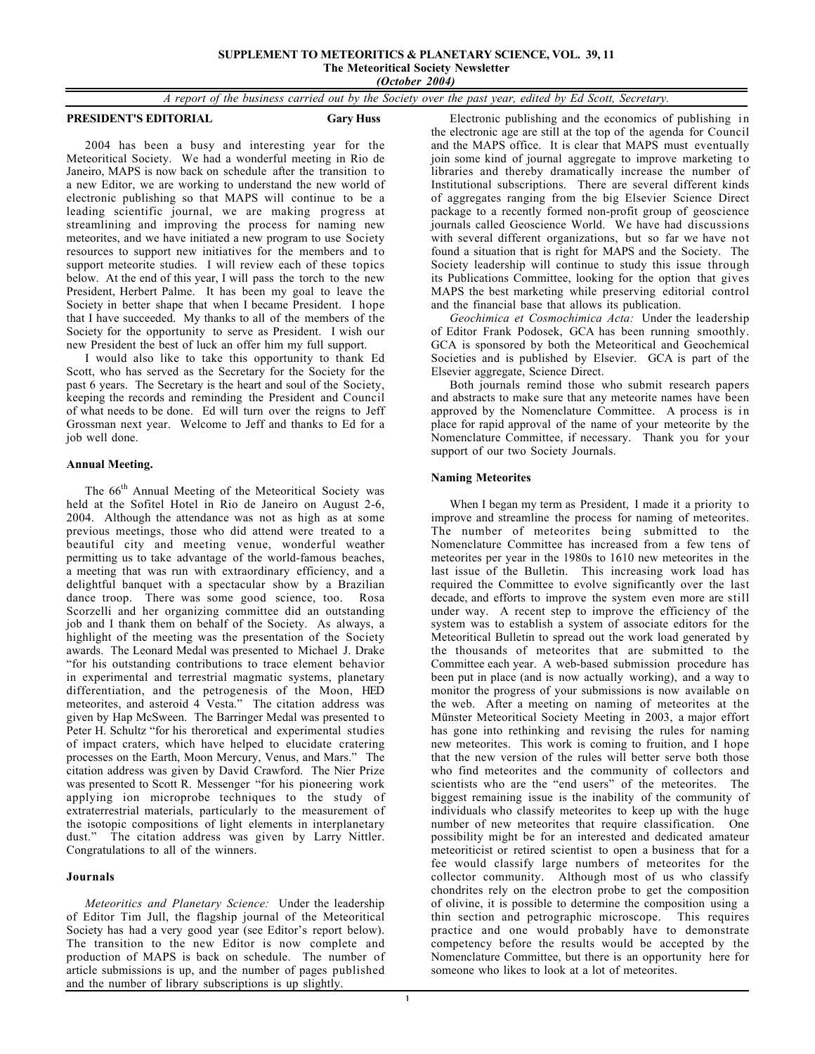**SUPPLEMENT TO METEORITICS & PLANETARY SCIENCE, VOL. 39, 11**
**The Meteoritical Society Newsletter**
***(October 2004)***

*A report of the business carried out by the Society over the past year, edited by Ed Scott, Secretary.*

## PRESIDENT'S EDITORIAL — Gary Huss

2004 has been a busy and interesting year for the Meteoritical Society. We had a wonderful meeting in Rio de Janeiro, MAPS is now back on schedule after the transition to a new Editor, we are working to understand the new world of electronic publishing so that MAPS will continue to be a leading scientific journal, we are making progress at streamlining and improving the process for naming new meteorites, and we have initiated a new program to use Society resources to support new initiatives for the members and to support meteorite studies. I will review each of these topics below. At the end of this year, I will pass the torch to the new President, Herbert Palme. It has been my goal to leave the Society in better shape that when I became President. I hope that I have succeeded. My thanks to all of the members of the Society for the opportunity to serve as President. I wish our new President the best of luck an offer him my full support.

I would also like to take this opportunity to thank Ed Scott, who has served as the Secretary for the Society for the past 6 years. The Secretary is the heart and soul of the Society, keeping the records and reminding the President and Council of what needs to be done. Ed will turn over the reigns to Jeff Grossman next year. Welcome to Jeff and thanks to Ed for a job well done.

### Annual Meeting.

The 66th Annual Meeting of the Meteoritical Society was held at the Sofitel Hotel in Rio de Janeiro on August 2-6, 2004. Although the attendance was not as high as at some previous meetings, those who did attend were treated to a beautiful city and meeting venue, wonderful weather permitting us to take advantage of the world-famous beaches, a meeting that was run with extraordinary efficiency, and a delightful banquet with a spectacular show by a Brazilian dance troop. There was some good science, too. Rosa Scorzelli and her organizing committee did an outstanding job and I thank them on behalf of the Society. As always, a highlight of the meeting was the presentation of the Society awards. The Leonard Medal was presented to Michael J. Drake "for his outstanding contributions to trace element behavior in experimental and terrestrial magmatic systems, planetary differentiation, and the petrogenesis of the Moon, HED meteorites, and asteroid 4 Vesta." The citation address was given by Hap McSween. The Barringer Medal was presented to Peter H. Schultz "for his theroretical and experimental studies of impact craters, which have helped to elucidate cratering processes on the Earth, Moon Mercury, Venus, and Mars." The citation address was given by David Crawford. The Nier Prize was presented to Scott R. Messenger "for his pioneering work applying ion microprobe techniques to the study of extraterrestrial materials, particularly to the measurement of the isotopic compositions of light elements in interplanetary dust." The citation address was given by Larry Nittler. Congratulations to all of the winners.

### Journals

*Meteoritics and Planetary Science:* Under the leadership of Editor Tim Jull, the flagship journal of the Meteoritical Society has had a very good year (see Editor's report below). The transition to the new Editor is now complete and production of MAPS is back on schedule. The number of article submissions is up, and the number of pages published and the number of library subscriptions is up slightly.

Electronic publishing and the economics of publishing in the electronic age are still at the top of the agenda for Council and the MAPS office. It is clear that MAPS must eventually join some kind of journal aggregate to improve marketing to libraries and thereby dramatically increase the number of Institutional subscriptions. There are several different kinds of aggregates ranging from the big Elsevier Science Direct package to a recently formed non-profit group of geoscience journals called Geoscience World. We have had discussions with several different organizations, but so far we have not found a situation that is right for MAPS and the Society. The Society leadership will continue to study this issue through its Publications Committee, looking for the option that gives MAPS the best marketing while preserving editorial control and the financial base that allows its publication.

*Geochimica et Cosmochimica Acta:* Under the leadership of Editor Frank Podosek, GCA has been running smoothly. GCA is sponsored by both the Meteoritical and Geochemical Societies and is published by Elsevier. GCA is part of the Elsevier aggregate, Science Direct.

Both journals remind those who submit research papers and abstracts to make sure that any meteorite names have been approved by the Nomenclature Committee. A process is in place for rapid approval of the name of your meteorite by the Nomenclature Committee, if necessary. Thank you for your support of our two Society Journals.

### Naming Meteorites

When I began my term as President, I made it a priority to improve and streamline the process for naming of meteorites. The number of meteorites being submitted to the Nomenclature Committee has increased from a few tens of meteorites per year in the 1980s to 1610 new meteorites in the last issue of the Bulletin. This increasing work load has required the Committee to evolve significantly over the last decade, and efforts to improve the system even more are still under way. A recent step to improve the efficiency of the system was to establish a system of associate editors for the Meteoritical Bulletin to spread out the work load generated by the thousands of meteorites that are submitted to the Committee each year. A web-based submission procedure has been put in place (and is now actually working), and a way to monitor the progress of your submissions is now available on the web. After a meeting on naming of meteorites at the Münster Meteoritical Society Meeting in 2003, a major effort has gone into rethinking and revising the rules for naming new meteorites. This work is coming to fruition, and I hope that the new version of the rules will better serve both those who find meteorites and the community of collectors and scientists who are the "end users" of the meteorites. The biggest remaining issue is the inability of the community of individuals who classify meteorites to keep up with the huge number of new meteorites that require classification. One possibility might be for an interested and dedicated amateur meteoriticist or retired scientist to open a business that for a fee would classify large numbers of meteorites for the collector community. Although most of us who classify chondrites rely on the electron probe to get the composition of olivine, it is possible to determine the composition using a thin section and petrographic microscope. This requires practice and one would probably have to demonstrate competency before the results would be accepted by the Nomenclature Committee, but there is an opportunity here for someone who likes to look at a lot of meteorites.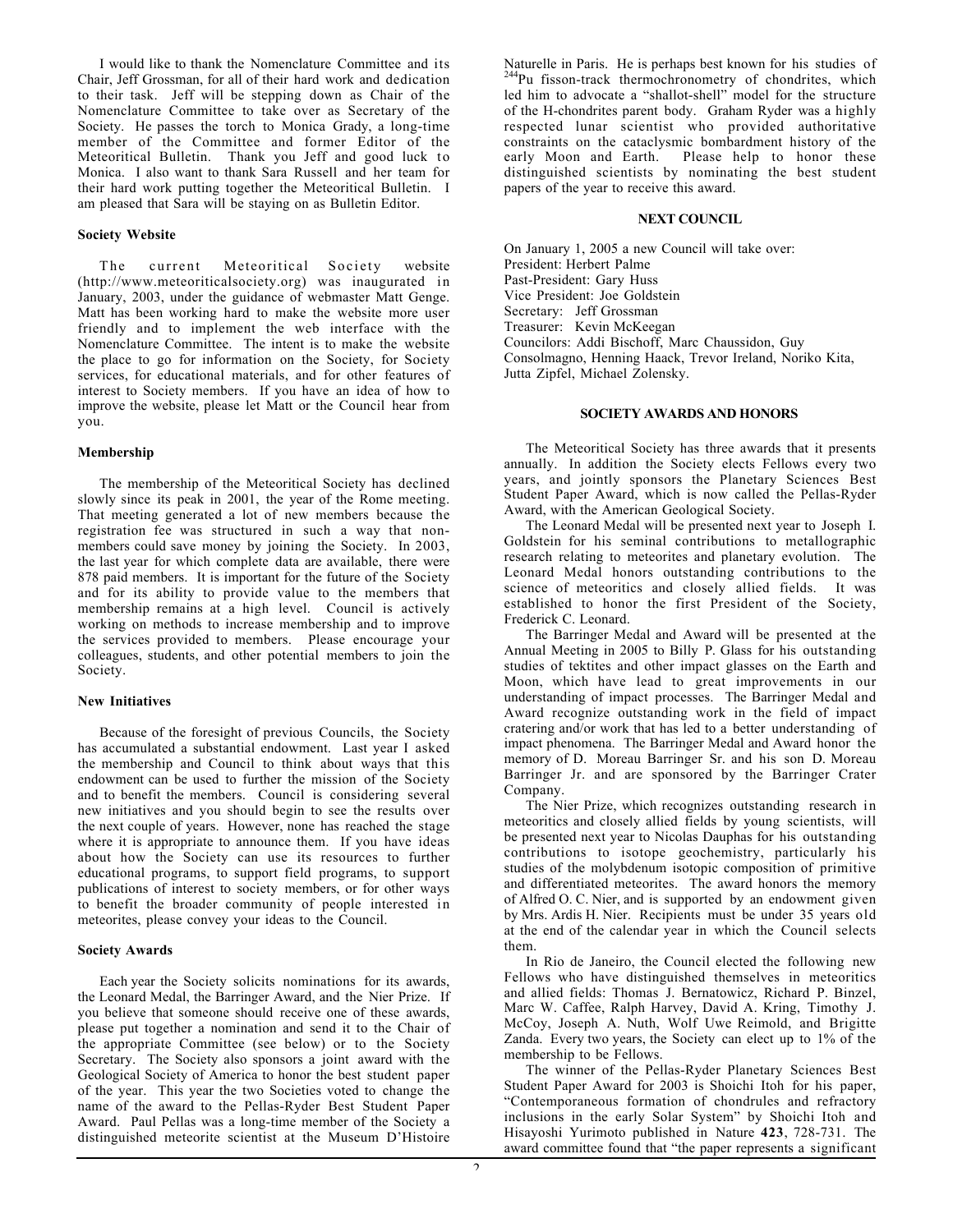I would like to thank the Nomenclature Committee and its Chair, Jeff Grossman, for all of their hard work and dedication to their task. Jeff will be stepping down as Chair of the Nomenclature Committee to take over as Secretary of the Society. He passes the torch to Monica Grady, a long-time member of the Committee and former Editor of the Meteoritical Bulletin. Thank you Jeff and good luck to Monica. I also want to thank Sara Russell and her team for their hard work putting together the Meteoritical Bulletin. I am pleased that Sara will be staying on as Bulletin Editor.

**Society Website**

The current Meteoritical Society website (http://www.meteoriticalsociety.org) was inaugurated in January, 2003, under the guidance of webmaster Matt Genge. Matt has been working hard to make the website more user friendly and to implement the web interface with the Nomenclature Committee. The intent is to make the website the place to go for information on the Society, for Society services, for educational materials, and for other features of interest to Society members. If you have an idea of how to improve the website, please let Matt or the Council hear from you.

**Membership**

The membership of the Meteoritical Society has declined slowly since its peak in 2001, the year of the Rome meeting. That meeting generated a lot of new members because the registration fee was structured in such a way that non-members could save money by joining the Society. In 2003, the last year for which complete data are available, there were 878 paid members. It is important for the future of the Society and for its ability to provide value to the members that membership remains at a high level. Council is actively working on methods to increase membership and to improve the services provided to members. Please encourage your colleagues, students, and other potential members to join the Society.

**New Initiatives**

Because of the foresight of previous Councils, the Society has accumulated a substantial endowment. Last year I asked the membership and Council to think about ways that this endowment can be used to further the mission of the Society and to benefit the members. Council is considering several new initiatives and you should begin to see the results over the next couple of years. However, none has reached the stage where it is appropriate to announce them. If you have ideas about how the Society can use its resources to further educational programs, to support field programs, to support publications of interest to society members, or for other ways to benefit the broader community of people interested in meteorites, please convey your ideas to the Council.

**Society Awards**

Each year the Society solicits nominations for its awards, the Leonard Medal, the Barringer Award, and the Nier Prize. If you believe that someone should receive one of these awards, please put together a nomination and send it to the Chair of the appropriate Committee (see below) or to the Society Secretary. The Society also sponsors a joint award with the Geological Society of America to honor the best student paper of the year. This year the two Societies voted to change the name of the award to the Pellas-Ryder Best Student Paper Award. Paul Pellas was a long-time member of the Society a distinguished meteorite scientist at the Museum D'Histoire Naturelle in Paris. He is perhaps best known for his studies of $^{244}$Pu fisson-track thermochronometry of chondrites, which led him to advocate a "shallot-shell" model for the structure of the H-chondrites parent body. Graham Ryder was a highly respected lunar scientist who provided authoritative constraints on the cataclysmic bombardment history of the early Moon and Earth. Please help to honor these distinguished scientists by nominating the best student papers of the year to receive this award.

## NEXT COUNCIL

On January 1, 2005 a new Council will take over:
President: Herbert Palme
Past-President: Gary Huss
Vice President: Joe Goldstein
Secretary: Jeff Grossman
Treasurer: Kevin McKeegan
Councilors: Addi Bischoff, Marc Chaussidon, Guy Consolmagno, Henning Haack, Trevor Ireland, Noriko Kita, Jutta Zipfel, Michael Zolensky.

## SOCIETY AWARDS AND HONORS

The Meteoritical Society has three awards that it presents annually. In addition the Society elects Fellows every two years, and jointly sponsors the Planetary Sciences Best Student Paper Award, which is now called the Pellas-Ryder Award, with the American Geological Society.

The Leonard Medal will be presented next year to Joseph I. Goldstein for his seminal contributions to metallographic research relating to meteorites and planetary evolution. The Leonard Medal honors outstanding contributions to the science of meteoritics and closely allied fields. It was established to honor the first President of the Society, Frederick C. Leonard.

The Barringer Medal and Award will be presented at the Annual Meeting in 2005 to Billy P. Glass for his outstanding studies of tektites and other impact glasses on the Earth and Moon, which have lead to great improvements in our understanding of impact processes. The Barringer Medal and Award recognize outstanding work in the field of impact cratering and/or work that has led to a better understanding of impact phenomena. The Barringer Medal and Award honor the memory of D. Moreau Barringer Sr. and his son D. Moreau Barringer Jr. and are sponsored by the Barringer Crater Company.

The Nier Prize, which recognizes outstanding research in meteoritics and closely allied fields by young scientists, will be presented next year to Nicolas Dauphas for his outstanding contributions to isotope geochemistry, particularly his studies of the molybdenum isotopic composition of primitive and differentiated meteorites. The award honors the memory of Alfred O. C. Nier, and is supported by an endowment given by Mrs. Ardis H. Nier. Recipients must be under 35 years old at the end of the calendar year in which the Council selects them.

In Rio de Janeiro, the Council elected the following new Fellows who have distinguished themselves in meteoritics and allied fields: Thomas J. Bernatowicz, Richard P. Binzel, Marc W. Caffee, Ralph Harvey, David A. Kring, Timothy J. McCoy, Joseph A. Nuth, Wolf Uwe Reimold, and Brigitte Zanda. Every two years, the Society can elect up to 1% of the membership to be Fellows.

The winner of the Pellas-Ryder Planetary Sciences Best Student Paper Award for 2003 is Shoichi Itoh for his paper, "Contemporaneous formation of chondrules and refractory inclusions in the early Solar System" by Shoichi Itoh and Hisayoshi Yurimoto published in Nature **423**, 728-731. The award committee found that "the paper represents a significant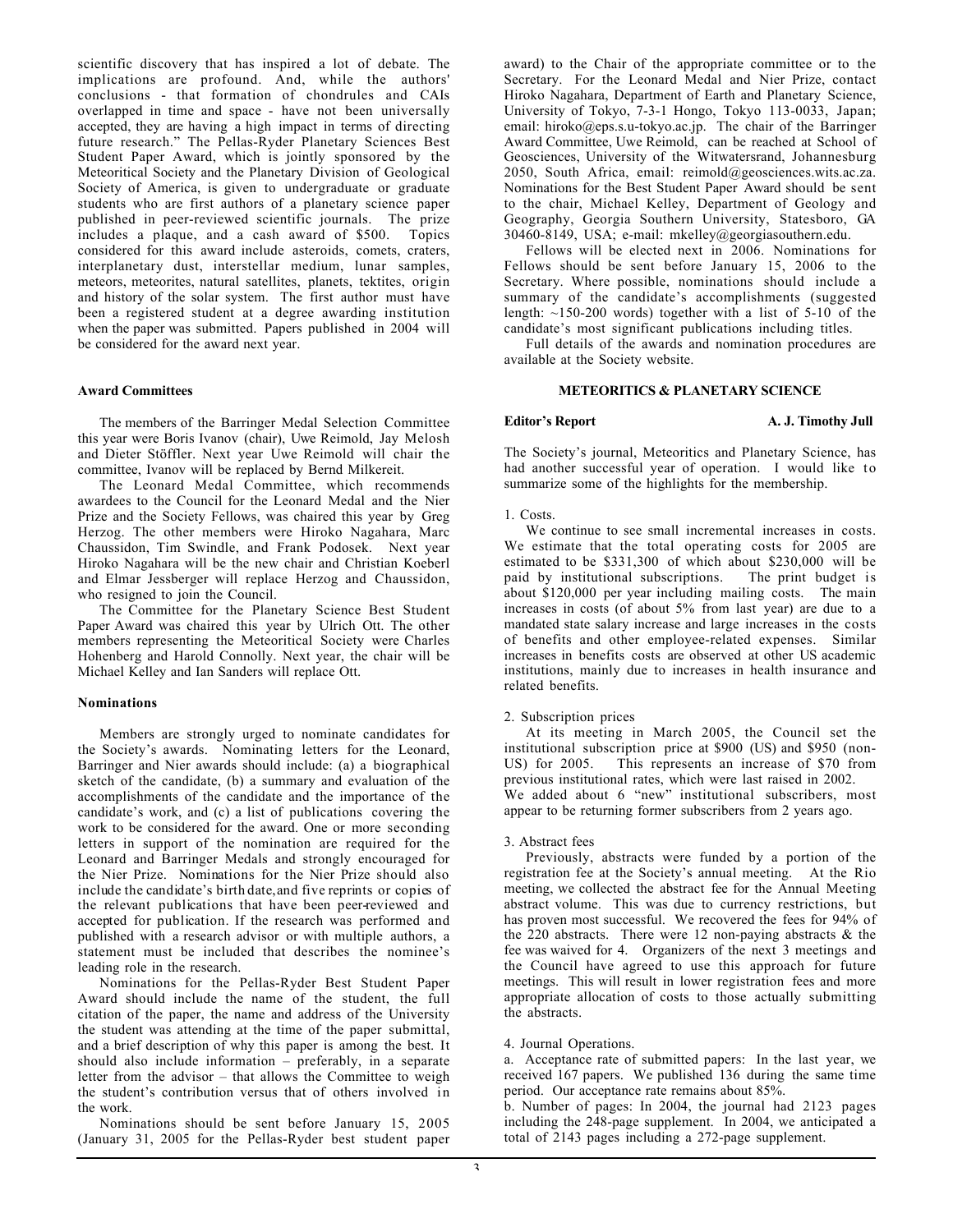scientific discovery that has inspired a lot of debate. The implications are profound. And, while the authors' conclusions - that formation of chondrules and CAIs overlapped in time and space - have not been universally accepted, they are having a high impact in terms of directing future research." The Pellas-Ryder Planetary Sciences Best Student Paper Award, which is jointly sponsored by the Meteoritical Society and the Planetary Division of Geological Society of America, is given to undergraduate or graduate students who are first authors of a planetary science paper published in peer-reviewed scientific journals. The prize includes a plaque, and a cash award of \$500. Topics considered for this award include asteroids, comets, craters, interplanetary dust, interstellar medium, lunar samples, meteors, meteorites, natural satellites, planets, tektites, origin and history of the solar system. The first author must have been a registered student at a degree awarding institution when the paper was submitted. Papers published in 2004 will be considered for the award next year.

**Award Committees**

The members of the Barringer Medal Selection Committee this year were Boris Ivanov (chair), Uwe Reimold, Jay Melosh and Dieter Stöffler. Next year Uwe Reimold will chair the committee, Ivanov will be replaced by Bernd Milkereit.

The Leonard Medal Committee, which recommends awardees to the Council for the Leonard Medal and the Nier Prize and the Society Fellows, was chaired this year by Greg Herzog. The other members were Hiroko Nagahara, Marc Chaussidon, Tim Swindle, and Frank Podosek. Next year Hiroko Nagahara will be the new chair and Christian Koeberl and Elmar Jessberger will replace Herzog and Chaussidon, who resigned to join the Council.

The Committee for the Planetary Science Best Student Paper Award was chaired this year by Ulrich Ott. The other members representing the Meteoritical Society were Charles Hohenberg and Harold Connolly. Next year, the chair will be Michael Kelley and Ian Sanders will replace Ott.

**Nominations**

Members are strongly urged to nominate candidates for the Society's awards. Nominating letters for the Leonard, Barringer and Nier awards should include: (a) a biographical sketch of the candidate, (b) a summary and evaluation of the accomplishments of the candidate and the importance of the candidate's work, and (c) a list of publications covering the work to be considered for the award. One or more seconding letters in support of the nomination are required for the Leonard and Barringer Medals and strongly encouraged for the Nier Prize. Nominations for the Nier Prize should also include the candidate's birth date, and five reprints or copies of the relevant publications that have been peer-reviewed and accepted for publication. If the research was performed and published with a research advisor or with multiple authors, a statement must be included that describes the nominee's leading role in the research.

Nominations for the Pellas-Ryder Best Student Paper Award should include the name of the student, the full citation of the paper, the name and address of the University the student was attending at the time of the paper submittal, and a brief description of why this paper is among the best. It should also include information – preferably, in a separate letter from the advisor – that allows the Committee to weigh the student's contribution versus that of others involved in the work.

Nominations should be sent before January 15, 2005 (January 31, 2005 for the Pellas-Ryder best student paper award) to the Chair of the appropriate committee or to the Secretary. For the Leonard Medal and Nier Prize, contact Hiroko Nagahara, Department of Earth and Planetary Science, University of Tokyo, 7-3-1 Hongo, Tokyo 113-0033, Japan; email: hiroko@eps.s.u-tokyo.ac.jp. The chair of the Barringer Award Committee, Uwe Reimold, can be reached at School of Geosciences, University of the Witwatersrand, Johannesburg 2050, South Africa, email: reimold@geosciences.wits.ac.za. Nominations for the Best Student Paper Award should be sent to the chair, Michael Kelley, Department of Geology and Geography, Georgia Southern University, Statesboro, GA 30460-8149, USA; e-mail: mkelley@georgiasouthern.edu.

Fellows will be elected next in 2006. Nominations for Fellows should be sent before January 15, 2006 to the Secretary. Where possible, nominations should include a summary of the candidate's accomplishments (suggested length: ~150-200 words) together with a list of 5-10 of the candidate's most significant publications including titles.

Full details of the awards and nomination procedures are available at the Society website.

## METEORITICS & PLANETARY SCIENCE

**Editor's Report** **A. J. Timothy Jull**

The Society's journal, Meteoritics and Planetary Science, has had another successful year of operation. I would like to summarize some of the highlights for the membership.

1. Costs.

We continue to see small incremental increases in costs. We estimate that the total operating costs for 2005 are estimated to be \$331,300 of which about \$230,000 will be paid by institutional subscriptions. The print budget is about \$120,000 per year including mailing costs. The main increases in costs (of about 5% from last year) are due to a mandated state salary increase and large increases in the costs of benefits and other employee-related expenses. Similar increases in benefits costs are observed at other US academic institutions, mainly due to increases in health insurance and related benefits.

2. Subscription prices

At its meeting in March 2005, the Council set the institutional subscription price at \$900 (US) and \$950 (non-US) for 2005. This represents an increase of \$70 from previous institutional rates, which were last raised in 2002. We added about 6 "new" institutional subscribers, most appear to be returning former subscribers from 2 years ago.

3. Abstract fees

Previously, abstracts were funded by a portion of the registration fee at the Society's annual meeting. At the Rio meeting, we collected the abstract fee for the Annual Meeting abstract volume. This was due to currency restrictions, but has proven most successful. We recovered the fees for 94% of the 220 abstracts. There were 12 non-paying abstracts & the fee was waived for 4. Organizers of the next 3 meetings and the Council have agreed to use this approach for future meetings. This will result in lower registration fees and more appropriate allocation of costs to those actually submitting the abstracts.

4. Journal Operations.

a. Acceptance rate of submitted papers: In the last year, we received 167 papers. We published 136 during the same time period. Our acceptance rate remains about 85%.

b. Number of pages: In 2004, the journal had 2123 pages including the 248-page supplement. In 2004, we anticipated a total of 2143 pages including a 272-page supplement.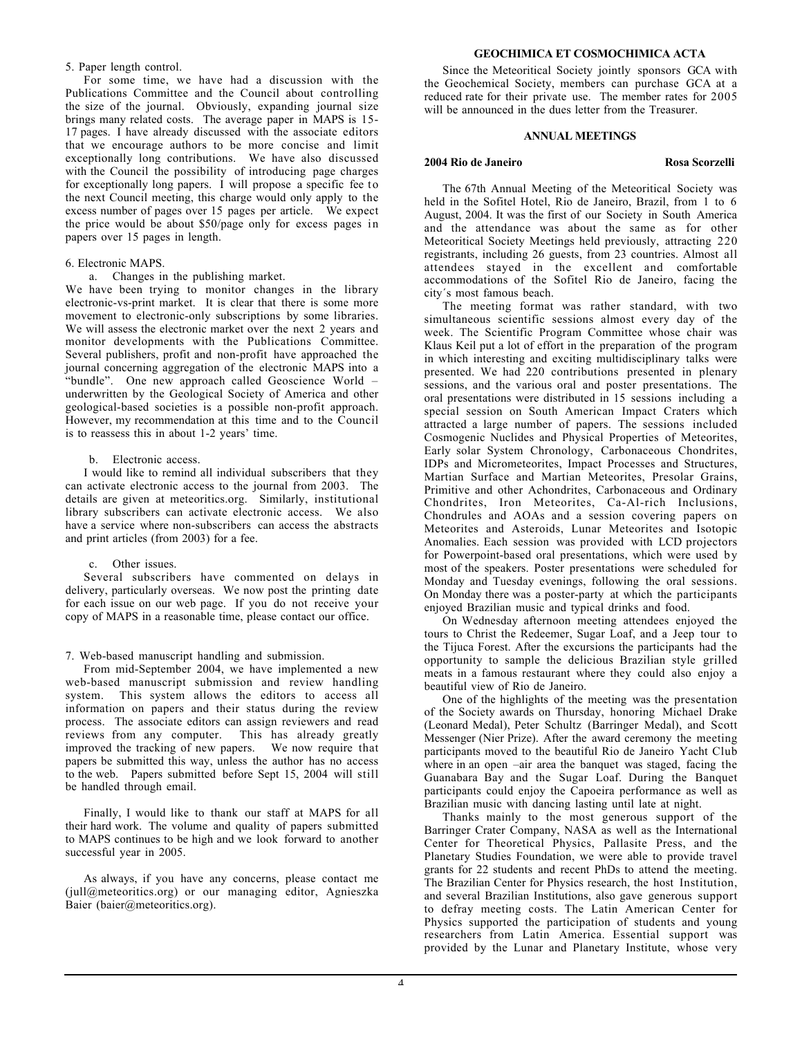5. Paper length control.

For some time, we have had a discussion with the Publications Committee and the Council about controlling the size of the journal. Obviously, expanding journal size brings many related costs. The average paper in MAPS is 15-17 pages. I have already discussed with the associate editors that we encourage authors to be more concise and limit exceptionally long contributions. We have also discussed with the Council the possibility of introducing page charges for exceptionally long papers. I will propose a specific fee to the next Council meeting, this charge would only apply to the excess number of pages over 15 pages per article. We expect the price would be about $50/page only for excess pages in papers over 15 pages in length.

6. Electronic MAPS.

a. Changes in the publishing market.

We have been trying to monitor changes in the library electronic-vs-print market. It is clear that there is some more movement to electronic-only subscriptions by some libraries. We will assess the electronic market over the next 2 years and monitor developments with the Publications Committee. Several publishers, profit and non-profit have approached the journal concerning aggregation of the electronic MAPS into a "bundle". One new approach called Geoscience World – underwritten by the Geological Society of America and other geological-based societies is a possible non-profit approach. However, my recommendation at this time and to the Council is to reassess this in about 1-2 years' time.

b. Electronic access.

I would like to remind all individual subscribers that they can activate electronic access to the journal from 2003. The details are given at meteoritics.org. Similarly, institutional library subscribers can activate electronic access. We also have a service where non-subscribers can access the abstracts and print articles (from 2003) for a fee.

c. Other issues.

Several subscribers have commented on delays in delivery, particularly overseas. We now post the printing date for each issue on our web page. If you do not receive your copy of MAPS in a reasonable time, please contact our office.

7. Web-based manuscript handling and submission.

From mid-September 2004, we have implemented a new web-based manuscript submission and review handling system. This system allows the editors to access all information on papers and their status during the review process. The associate editors can assign reviewers and read reviews from any computer. This has already greatly improved the tracking of new papers. We now require that papers be submitted this way, unless the author has no access to the web. Papers submitted before Sept 15, 2004 will still be handled through email.

Finally, I would like to thank our staff at MAPS for all their hard work. The volume and quality of papers submitted to MAPS continues to be high and we look forward to another successful year in 2005.

As always, if you have any concerns, please contact me (jull@meteoritics.org) or our managing editor, Agnieszka Baier (baier@meteoritics.org).

## GEOCHIMICA ET COSMOCHIMICA ACTA

Since the Meteoritical Society jointly sponsors GCA with the Geochemical Society, members can purchase GCA at a reduced rate for their private use. The member rates for 2005 will be announced in the dues letter from the Treasurer.

## ANNUAL MEETINGS

### 2004 Rio de Janeiro — Rosa Scorzelli

The 67th Annual Meeting of the Meteoritical Society was held in the Sofitel Hotel, Rio de Janeiro, Brazil, from 1 to 6 August, 2004. It was the first of our Society in South America and the attendance was about the same as for other Meteoritical Society Meetings held previously, attracting 220 registrants, including 26 guests, from 23 countries. Almost all attendees stayed in the excellent and comfortable accommodations of the Sofitel Rio de Janeiro, facing the city´s most famous beach.

The meeting format was rather standard, with two simultaneous scientific sessions almost every day of the week. The Scientific Program Committee whose chair was Klaus Keil put a lot of effort in the preparation of the program in which interesting and exciting multidisciplinary talks were presented. We had 220 contributions presented in plenary sessions, and the various oral and poster presentations. The oral presentations were distributed in 15 sessions including a special session on South American Impact Craters which attracted a large number of papers. The sessions included Cosmogenic Nuclides and Physical Properties of Meteorites, Early solar System Chronology, Carbonaceous Chondrites, IDPs and Micrometeorites, Impact Processes and Structures, Martian Surface and Martian Meteorites, Presolar Grains, Primitive and other Achondrites, Carbonaceous and Ordinary Chondrites, Iron Meteorites, Ca-Al-rich Inclusions, Chondrules and AOAs and a session covering papers on Meteorites and Asteroids, Lunar Meteorites and Isotopic Anomalies. Each session was provided with LCD projectors for Powerpoint-based oral presentations, which were used by most of the speakers. Poster presentations were scheduled for Monday and Tuesday evenings, following the oral sessions. On Monday there was a poster-party at which the participants enjoyed Brazilian music and typical drinks and food.

On Wednesday afternoon meeting attendees enjoyed the tours to Christ the Redeemer, Sugar Loaf, and a Jeep tour to the Tijuca Forest. After the excursions the participants had the opportunity to sample the delicious Brazilian style grilled meats in a famous restaurant where they could also enjoy a beautiful view of Rio de Janeiro.

One of the highlights of the meeting was the presentation of the Society awards on Thursday, honoring Michael Drake (Leonard Medal), Peter Schultz (Barringer Medal), and Scott Messenger (Nier Prize). After the award ceremony the meeting participants moved to the beautiful Rio de Janeiro Yacht Club where in an open –air area the banquet was staged, facing the Guanabara Bay and the Sugar Loaf. During the Banquet participants could enjoy the Capoeira performance as well as Brazilian music with dancing lasting until late at night.

Thanks mainly to the most generous support of the Barringer Crater Company, NASA as well as the International Center for Theoretical Physics, Pallasite Press, and the Planetary Studies Foundation, we were able to provide travel grants for 22 students and recent PhDs to attend the meeting. The Brazilian Center for Physics research, the host Institution, and several Brazilian Institutions, also gave generous support to defray meeting costs. The Latin American Center for Physics supported the participation of students and young researchers from Latin America. Essential support was provided by the Lunar and Planetary Institute, whose very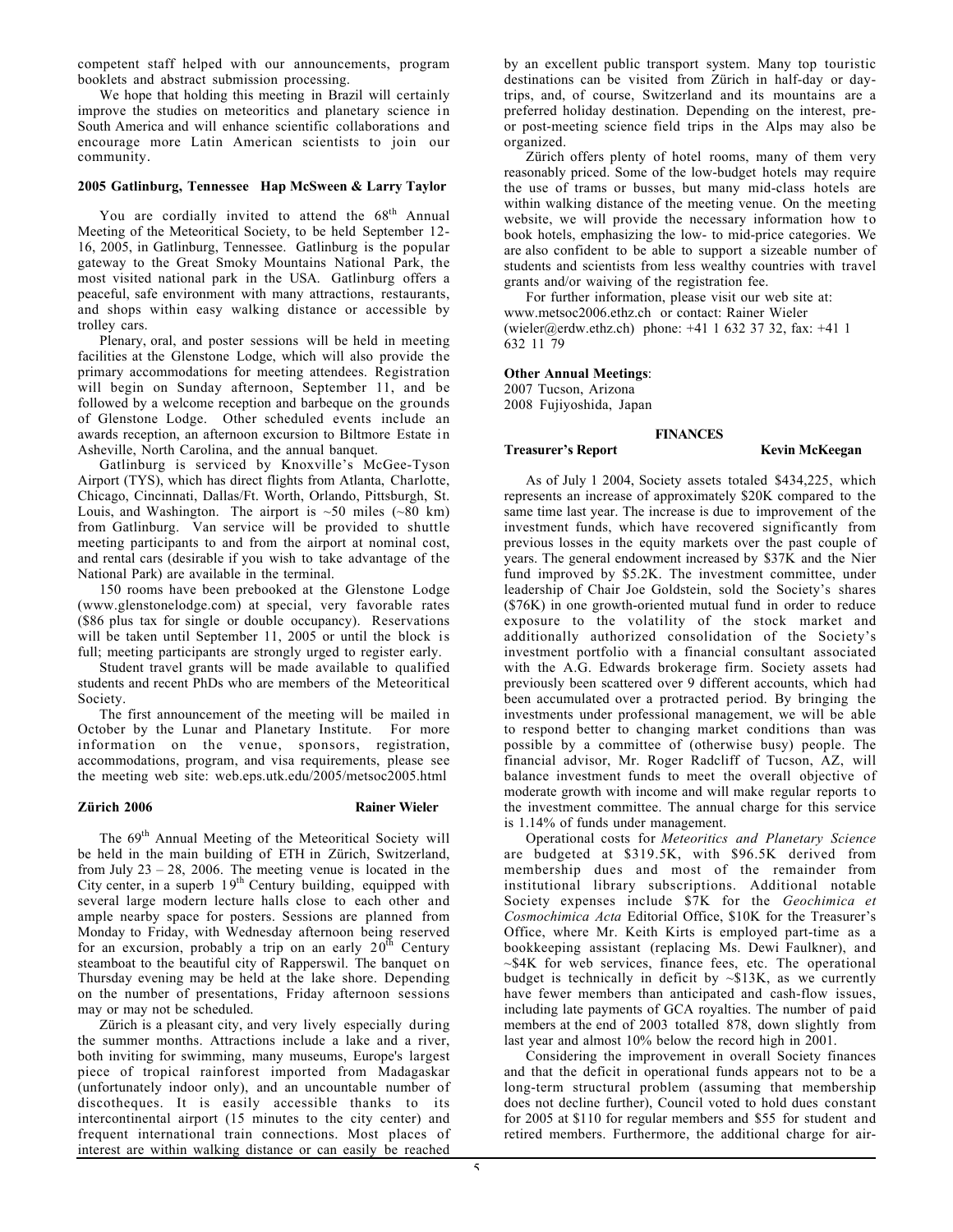competent staff helped with our announcements, program booklets and abstract submission processing.

We hope that holding this meeting in Brazil will certainly improve the studies on meteoritics and planetary science in South America and will enhance scientific collaborations and encourage more Latin American scientists to join our community.

**2005 Gatlinburg, Tennessee Hap McSween & Larry Taylor**

You are cordially invited to attend the 68th Annual Meeting of the Meteoritical Society, to be held September 12-16, 2005, in Gatlinburg, Tennessee. Gatlinburg is the popular gateway to the Great Smoky Mountains National Park, the most visited national park in the USA. Gatlinburg offers a peaceful, safe environment with many attractions, restaurants, and shops within easy walking distance or accessible by trolley cars.

Plenary, oral, and poster sessions will be held in meeting facilities at the Glenstone Lodge, which will also provide the primary accommodations for meeting attendees. Registration will begin on Sunday afternoon, September 11, and be followed by a welcome reception and barbeque on the grounds of Glenstone Lodge. Other scheduled events include an awards reception, an afternoon excursion to Biltmore Estate in Asheville, North Carolina, and the annual banquet.

Gatlinburg is serviced by Knoxville's McGee-Tyson Airport (TYS), which has direct flights from Atlanta, Charlotte, Chicago, Cincinnati, Dallas/Ft. Worth, Orlando, Pittsburgh, St. Louis, and Washington. The airport is ~50 miles (~80 km) from Gatlinburg. Van service will be provided to shuttle meeting participants to and from the airport at nominal cost, and rental cars (desirable if you wish to take advantage of the National Park) are available in the terminal.

150 rooms have been prebooked at the Glenstone Lodge (www.glenstonelodge.com) at special, very favorable rates ($86 plus tax for single or double occupancy). Reservations will be taken until September 11, 2005 or until the block is full; meeting participants are strongly urged to register early.

Student travel grants will be made available to qualified students and recent PhDs who are members of the Meteoritical Society.

The first announcement of the meeting will be mailed in October by the Lunar and Planetary Institute. For more information on the venue, sponsors, registration, accommodations, program, and visa requirements, please see the meeting web site: web.eps.utk.edu/2005/metsoc2005.html

**Zürich 2006 Rainer Wieler**

The 69th Annual Meeting of the Meteoritical Society will be held in the main building of ETH in Zürich, Switzerland, from July 23 – 28, 2006. The meeting venue is located in the City center, in a superb 19th Century building, equipped with several large modern lecture halls close to each other and ample nearby space for posters. Sessions are planned from Monday to Friday, with Wednesday afternoon being reserved for an excursion, probably a trip on an early 20th Century steamboat to the beautiful city of Rapperswil. The banquet on Thursday evening may be held at the lake shore. Depending on the number of presentations, Friday afternoon sessions may or may not be scheduled.

Zürich is a pleasant city, and very lively especially during the summer months. Attractions include a lake and a river, both inviting for swimming, many museums, Europe's largest piece of tropical rainforest imported from Madagaskar (unfortunately indoor only), and an uncountable number of discotheques. It is easily accessible thanks to its intercontinental airport (15 minutes to the city center) and frequent international train connections. Most places of interest are within walking distance or can easily be reached by an excellent public transport system. Many top touristic destinations can be visited from Zürich in half-day or day-trips, and, of course, Switzerland and its mountains are a preferred holiday destination. Depending on the interest, pre- or post-meeting science field trips in the Alps may also be organized.

Zürich offers plenty of hotel rooms, many of them very reasonably priced. Some of the low-budget hotels may require the use of trams or busses, but many mid-class hotels are within walking distance of the meeting venue. On the meeting website, we will provide the necessary information how to book hotels, emphasizing the low- to mid-price categories. We are also confident to be able to support a sizeable number of students and scientists from less wealthy countries with travel grants and/or waiving of the registration fee.

For further information, please visit our web site at: www.metsoc2006.ethz.ch or contact: Rainer Wieler (wieler@erdw.ethz.ch) phone: +41 1 632 37 32, fax: +41 1 632 11 79

**Other Annual Meetings**:
2007 Tucson, Arizona
2008 Fujiyoshida, Japan

## FINANCES

**Treasurer's Report Kevin McKeegan**

As of July 1 2004, Society assets totaled $434,225, which represents an increase of approximately $20K compared to the same time last year. The increase is due to improvement of the investment funds, which have recovered significantly from previous losses in the equity markets over the past couple of years. The general endowment increased by $37K and the Nier fund improved by $5.2K. The investment committee, under leadership of Chair Joe Goldstein, sold the Society's shares ($76K) in one growth-oriented mutual fund in order to reduce exposure to the volatility of the stock market and additionally authorized consolidation of the Society's investment portfolio with a financial consultant associated with the A.G. Edwards brokerage firm. Society assets had previously been scattered over 9 different accounts, which had been accumulated over a protracted period. By bringing the investments under professional management, we will be able to respond better to changing market conditions than was possible by a committee of (otherwise busy) people. The financial advisor, Mr. Roger Radcliff of Tucson, AZ, will balance investment funds to meet the overall objective of moderate growth with income and will make regular reports to the investment committee. The annual charge for this service is 1.14% of funds under management.

Operational costs for *Meteoritics and Planetary Science* are budgeted at $319.5K, with $96.5K derived from membership dues and most of the remainder from institutional library subscriptions. Additional notable Society expenses include $7K for the *Geochimica et Cosmochimica Acta* Editorial Office, $10K for the Treasurer's Office, where Mr. Keith Kirts is employed part-time as a bookkeeping assistant (replacing Ms. Dewi Faulkner), and ~$4K for web services, finance fees, etc. The operational budget is technically in deficit by ~$13K, as we currently have fewer members than anticipated and cash-flow issues, including late payments of GCA royalties. The number of paid members at the end of 2003 totalled 878, down slightly from last year and almost 10% below the record high in 2001.

Considering the improvement in overall Society finances and that the deficit in operational funds appears not to be a long-term structural problem (assuming that membership does not decline further), Council voted to hold dues constant for 2005 at $110 for regular members and $55 for student and retired members. Furthermore, the additional charge for air-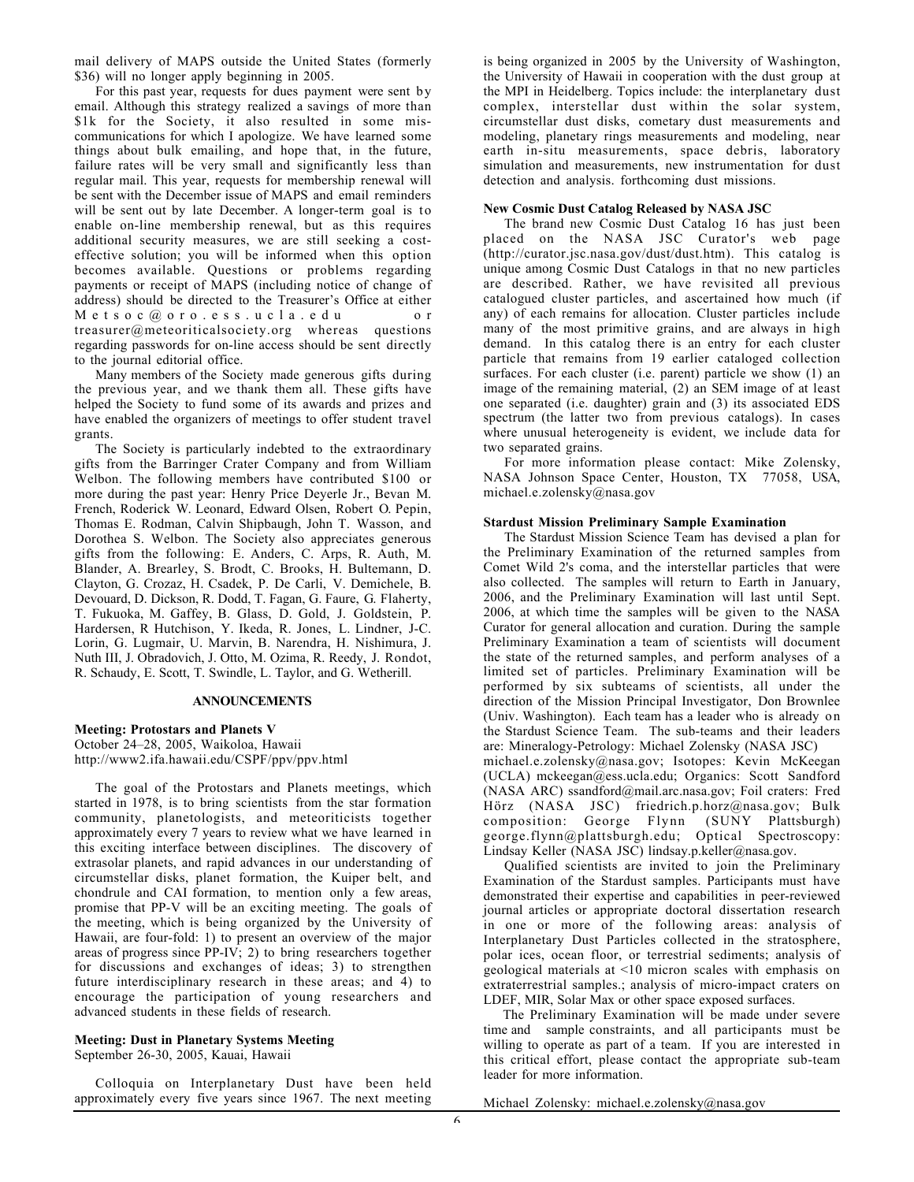mail delivery of MAPS outside the United States (formerly $36) will no longer apply beginning in 2005.

For this past year, requests for dues payment were sent by email. Although this strategy realized a savings of more than $1k for the Society, it also resulted in some mis-communications for which I apologize. We have learned some things about bulk emailing, and hope that, in the future, failure rates will be very small and significantly less than regular mail. This year, requests for membership renewal will be sent with the December issue of MAPS and email reminders will be sent out by late December. A longer-term goal is to enable on-line membership renewal, but as this requires additional security measures, we are still seeking a cost-effective solution; you will be informed when this option becomes available. Questions or problems regarding payments or receipt of MAPS (including notice of change of address) should be directed to the Treasurer's Office at either Metsoc@oro.ess.ucla.edu or treasurer@meteoriticalsociety.org whereas questions regarding passwords for on-line access should be sent directly to the journal editorial office.

Many members of the Society made generous gifts during the previous year, and we thank them all. These gifts have helped the Society to fund some of its awards and prizes and have enabled the organizers of meetings to offer student travel grants.

The Society is particularly indebted to the extraordinary gifts from the Barringer Crater Company and from William Welbon. The following members have contributed $100 or more during the past year: Henry Price Deyerle Jr., Bevan M. French, Roderick W. Leonard, Edward Olsen, Robert O. Pepin, Thomas E. Rodman, Calvin Shipbaugh, John T. Wasson, and Dorothea S. Welbon. The Society also appreciates generous gifts from the following: E. Anders, C. Arps, R. Auth, M. Blander, A. Brearley, S. Brodt, C. Brooks, H. Bultemann, D. Clayton, G. Crozaz, H. Csadek, P. De Carli, V. Demichele, B. Devouard, D. Dickson, R. Dodd, T. Fagan, G. Faure, G. Flaherty, T. Fukuoka, M. Gaffey, B. Glass, D. Gold, J. Goldstein, P. Hardersen, R Hutchison, Y. Ikeda, R. Jones, L. Lindner, J-C. Lorin, G. Lugmair, U. Marvin, B. Narendra, H. Nishimura, J. Nuth III, J. Obradovich, J. Otto, M. Ozima, R. Reedy, J. Rondot, R. Schaudy, E. Scott, T. Swindle, L. Taylor, and G. Wetherill.

## ANNOUNCEMENTS

**Meeting: Protostars and Planets V**
October 24–28, 2005, Waikoloa, Hawaii
http://www2.ifa.hawaii.edu/CSPF/ppv/ppv.html

The goal of the Protostars and Planets meetings, which started in 1978, is to bring scientists from the star formation community, planetologists, and meteoriticists together approximately every 7 years to review what we have learned in this exciting interface between disciplines. The discovery of extrasolar planets, and rapid advances in our understanding of circumstellar disks, planet formation, the Kuiper belt, and chondrule and CAI formation, to mention only a few areas, promise that PP-V will be an exciting meeting. The goals of the meeting, which is being organized by the University of Hawaii, are four-fold: 1) to present an overview of the major areas of progress since PP-IV; 2) to bring researchers together for discussions and exchanges of ideas; 3) to strengthen future interdisciplinary research in these areas; and 4) to encourage the participation of young researchers and advanced students in these fields of research.

**Meeting: Dust in Planetary Systems Meeting**
September 26-30, 2005, Kauai, Hawaii

Colloquia on Interplanetary Dust have been held approximately every five years since 1967. The next meeting is being organized in 2005 by the University of Washington, the University of Hawaii in cooperation with the dust group at the MPI in Heidelberg. Topics include: the interplanetary dust complex, interstellar dust within the solar system, circumstellar dust disks, cometary dust measurements and modeling, planetary rings measurements and modeling, near earth in-situ measurements, space debris, laboratory simulation and measurements, new instrumentation for dust detection and analysis. forthcoming dust missions.

**New Cosmic Dust Catalog Released by NASA JSC**

The brand new Cosmic Dust Catalog 16 has just been placed on the NASA JSC Curator's web page (http://curator.jsc.nasa.gov/dust/dust.htm). This catalog is unique among Cosmic Dust Catalogs in that no new particles are described. Rather, we have revisited all previous catalogued cluster particles, and ascertained how much (if any) of each remains for allocation. Cluster particles include many of the most primitive grains, and are always in high demand. In this catalog there is an entry for each cluster particle that remains from 19 earlier cataloged collection surfaces. For each cluster (i.e. parent) particle we show (1) an image of the remaining material, (2) an SEM image of at least one separated (i.e. daughter) grain and (3) its associated EDS spectrum (the latter two from previous catalogs). In cases where unusual heterogeneity is evident, we include data for two separated grains.

For more information please contact: Mike Zolensky, NASA Johnson Space Center, Houston, TX 77058, USA, michael.e.zolensky@nasa.gov

**Stardust Mission Preliminary Sample Examination**

The Stardust Mission Science Team has devised a plan for the Preliminary Examination of the returned samples from Comet Wild 2's coma, and the interstellar particles that were also collected. The samples will return to Earth in January, 2006, and the Preliminary Examination will last until Sept. 2006, at which time the samples will be given to the NASA Curator for general allocation and curation. During the sample Preliminary Examination a team of scientists will document the state of the returned samples, and perform analyses of a limited set of particles. Preliminary Examination will be performed by six subteams of scientists, all under the direction of the Mission Principal Investigator, Don Brownlee (Univ. Washington). Each team has a leader who is already on the Stardust Science Team. The sub-teams and their leaders are: Mineralogy-Petrology: Michael Zolensky (NASA JSC) michael.e.zolensky@nasa.gov; Isotopes: Kevin McKeegan (UCLA) mckeegan@ess.ucla.edu; Organics: Scott Sandford (NASA ARC) ssandford@mail.arc.nasa.gov; Foil craters: Fred Hörz (NASA JSC) friedrich.p.horz@nasa.gov; Bulk composition: George Flynn (SUNY Plattsburgh) george.flynn@plattsburgh.edu; Optical Spectroscopy: Lindsay Keller (NASA JSC) lindsay.p.keller@nasa.gov.

Qualified scientists are invited to join the Preliminary Examination of the Stardust samples. Participants must have demonstrated their expertise and capabilities in peer-reviewed journal articles or appropriate doctoral dissertation research in one or more of the following areas: analysis of Interplanetary Dust Particles collected in the stratosphere, polar ices, ocean floor, or terrestrial sediments; analysis of geological materials at <10 micron scales with emphasis on extraterrestrial samples.; analysis of micro-impact craters on LDEF, MIR, Solar Max or other space exposed surfaces.

The Preliminary Examination will be made under severe time and sample constraints, and all participants must be willing to operate as part of a team. If you are interested in this critical effort, please contact the appropriate sub-team leader for more information.

Michael Zolensky: michael.e.zolensky@nasa.gov